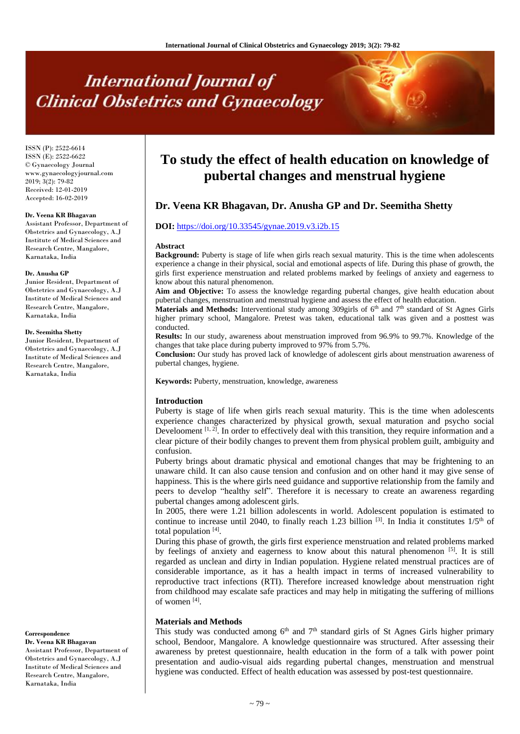# To study the effect of health education on knowledge of pubertal changes and menstrual hygiene

ISSN (P): 2522-6614
ISSN (E): 2522-6622
© Gynaecology Journal
www.gynaecologyjournal.com
2019; 3(2): 79-82
Received: 12-01-2019
Accepted: 16-02-2019

**Dr. Veena KR Bhagavan, Dr. Anusha GP and Dr. Seemitha Shetty**

**Dr. Veena KR Bhagavan**
Assistant Professor, Department of Obstetrics and Gynaecology, A.J Institute of Medical Sciences and Research Centre, Mangalore, Karnataka, India

**Dr. Anusha GP**
Junior Resident, Department of Obstetrics and Gynaecology, A.J Institute of Medical Sciences and Research Centre, Mangalore, Karnataka, India

**Dr. Seemitha Shetty**
Junior Resident, Department of Obstetrics and Gynaecology, A.J Institute of Medical Sciences and Research Centre, Mangalore, Karnataka, India

**Correspondence**
**Dr. Veena KR Bhagavan**
Assistant Professor, Department of Obstetrics and Gynaecology, A.J Institute of Medical Sciences and Research Centre, Mangalore, Karnataka, India

**DOI:** https://doi.org/10.33545/gynae.2019.v3.i2b.15

## Abstract

**Background:** Puberty is stage of life when girls reach sexual maturity. This is the time when adolescents experience a change in their physical, social and emotional aspects of life. During this phase of growth, the girls first experience menstruation and related problems marked by feelings of anxiety and eagerness to know about this natural phenomenon.

**Aim and Objective:** To assess the knowledge regarding pubertal changes, give health education about pubertal changes, menstruation and menstrual hygiene and assess the effect of health education.

**Materials and Methods:** Interventional study among 309girls of 6th and 7th standard of St Agnes Girls higher primary school, Mangalore. Pretest was taken, educational talk was given and a posttest was conducted.

**Results:** In our study, awareness about menstruation improved from 96.9% to 99.7%. Knowledge of the changes that take place during puberty improved to 97% from 5.7%.

**Conclusion:** Our study has proved lack of knowledge of adolescent girls about menstruation awareness of pubertal changes, hygiene.

**Keywords:** Puberty, menstruation, knowledge, awareness

## Introduction

Puberty is stage of life when girls reach sexual maturity. This is the time when adolescents experience changes characterized by physical growth, sexual maturation and psycho social Develooment [1, 2]. In order to effectively deal with this transition, they require information and a clear picture of their bodily changes to prevent them from physical problem guilt, ambiguity and confusion.

Puberty brings about dramatic physical and emotional changes that may be frightening to an unaware child. It can also cause tension and confusion and on other hand it may give sense of happiness. This is the where girls need guidance and supportive relationship from the family and peers to develop "healthy self". Therefore it is necessary to create an awareness regarding pubertal changes among adolescent girls.

In 2005, there were 1.21 billion adolescents in world. Adolescent population is estimated to continue to increase until 2040, to finally reach 1.23 billion [3]. In India it constitutes 1/5th of total population [4].

During this phase of growth, the girls first experience menstruation and related problems marked by feelings of anxiety and eagerness to know about this natural phenomenon [5]. It is still regarded as unclean and dirty in Indian population. Hygiene related menstrual practices are of considerable importance, as it has a health impact in terms of increased vulnerability to reproductive tract infections (RTI). Therefore increased knowledge about menstruation right from childhood may escalate safe practices and may help in mitigating the suffering of millions of women [4].

## Materials and Methods

This study was conducted among 6th and 7th standard girls of St Agnes Girls higher primary school, Bendoor, Mangalore. A knowledge questionnaire was structured. After assessing their awareness by pretest questionnaire, health education in the form of a talk with power point presentation and audio-visual aids regarding pubertal changes, menstruation and menstrual hygiene was conducted. Effect of health education was assessed by post-test questionnaire.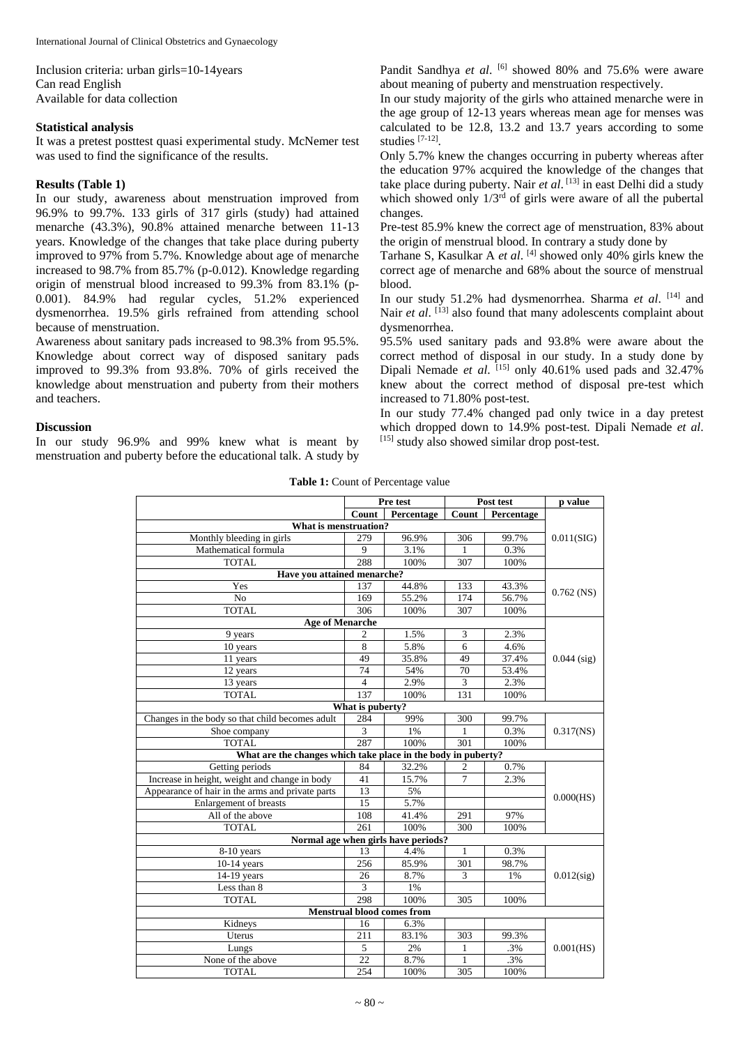Inclusion criteria: urban girls=10-14years
Can read English
Available for data collection

### Statistical analysis

It was a pretest posttest quasi experimental study. McNemer test was used to find the significance of the results.

### Results (Table 1)

In our study, awareness about menstruation improved from 96.9% to 99.7%. 133 girls of 317 girls (study) had attained menarche (43.3%), 90.8% attained menarche between 11-13 years. Knowledge of the changes that take place during puberty improved to 97% from 5.7%. Knowledge about age of menarche increased to 98.7% from 85.7% (p-0.012). Knowledge regarding origin of menstrual blood increased to 99.3% from 83.1% (p-0.001). 84.9% had regular cycles, 51.2% experienced dysmenorrhea. 19.5% girls refrained from attending school because of menstruation.

Awareness about sanitary pads increased to 98.3% from 95.5%. Knowledge about correct way of disposed sanitary pads improved to 99.3% from 93.8%. 70% of girls received the knowledge about menstruation and puberty from their mothers and teachers.

### Discussion

In our study 96.9% and 99% knew what is meant by menstruation and puberty before the educational talk. A study by Pandit Sandhya *et al*. [6] showed 80% and 75.6% were aware about meaning of puberty and menstruation respectively.

In our study majority of the girls who attained menarche were in the age group of 12-13 years whereas mean age for menses was calculated to be 12.8, 13.2 and 13.7 years according to some studies [7-12].

Only 5.7% knew the changes occurring in puberty whereas after the education 97% acquired the knowledge of the changes that take place during puberty. Nair *et al*. [13] in east Delhi did a study which showed only 1/3rd of girls were aware of all the pubertal changes.

Pre-test 85.9% knew the correct age of menstruation, 83% about the origin of menstrual blood. In contrary a study done by Tarhane S, Kasulkar A *et al*. [4] showed only 40% girls knew the correct age of menarche and 68% about the source of menstrual blood.

In our study 51.2% had dysmenorrhea. Sharma *et al*. [14] and Nair *et al*. [13] also found that many adolescents complaint about dysmenorrhea.

95.5% used sanitary pads and 93.8% were aware about the correct method of disposal in our study. In a study done by Dipali Nemade *et al*. [15] only 40.61% used pads and 32.47% knew about the correct method of disposal pre-test which increased to 71.80% post-test.

In our study 77.4% changed pad only twice in a day pretest which dropped down to 14.9% post-test. Dipali Nemade *et al*. [15] study also showed similar drop post-test.

**Table 1:** Count of Percentage value

| | Pre test | | Post test | | p value |
|---|---|---|---|---|---|
| | Count | Percentage | Count | Percentage | |
| **What is menstruation?** | | | | | |
| Monthly bleeding in girls | 279 | 96.9% | 306 | 99.7% | 0.011(SIG) |
| Mathematical formula | 9 | 3.1% | 1 | 0.3% | |
| TOTAL | 288 | 100% | 307 | 100% | |
| **Have you attained menarche?** | | | | | |
| Yes | 137 | 44.8% | 133 | 43.3% | 0.762 (NS) |
| No | 169 | 55.2% | 174 | 56.7% | |
| TOTAL | 306 | 100% | 307 | 100% | |
| **Age of Menarche** | | | | | |
| 9 years | 2 | 1.5% | 3 | 2.3% | 0.044 (sig) |
| 10 years | 8 | 5.8% | 6 | 4.6% | |
| 11 years | 49 | 35.8% | 49 | 37.4% | |
| 12 years | 74 | 54% | 70 | 53.4% | |
| 13 years | 4 | 2.9% | 3 | 2.3% | |
| TOTAL | 137 | 100% | 131 | 100% | |
| **What is puberty?** | | | | | |
| Changes in the body so that child becomes adult | 284 | 99% | 300 | 99.7% | 0.317(NS) |
| Shoe company | 3 | 1% | 1 | 0.3% | |
| TOTAL | 287 | 100% | 301 | 100% | |
| **What are the changes which take place in the body in puberty?** | | | | | |
| Getting periods | 84 | 32.2% | 2 | 0.7% | 0.000(HS) |
| Increase in height, weight and change in body | 41 | 15.7% | 7 | 2.3% | |
| Appearance of hair in the arms and private parts | 13 | 5% | | | |
| Enlargement of breasts | 15 | 5.7% | | | |
| All of the above | 108 | 41.4% | 291 | 97% | |
| TOTAL | 261 | 100% | 300 | 100% | |
| **Normal age when girls have periods?** | | | | | |
| 8-10 years | 13 | 4.4% | 1 | 0.3% | 0.012(sig) |
| 10-14 years | 256 | 85.9% | 301 | 98.7% | |
| 14-19 years | 26 | 8.7% | 3 | 1% | |
| Less than 8 | 3 | 1% | | | |
| TOTAL | 298 | 100% | 305 | 100% | |
| **Menstrual blood comes from** | | | | | |
| Kidneys | 16 | 6.3% | | | 0.001(HS) |
| Uterus | 211 | 83.1% | 303 | 99.3% | |
| Lungs | 5 | 2% | 1 | .3% | |
| None of the above | 22 | 8.7% | 1 | .3% | |
| TOTAL | 254 | 100% | 305 | 100% | |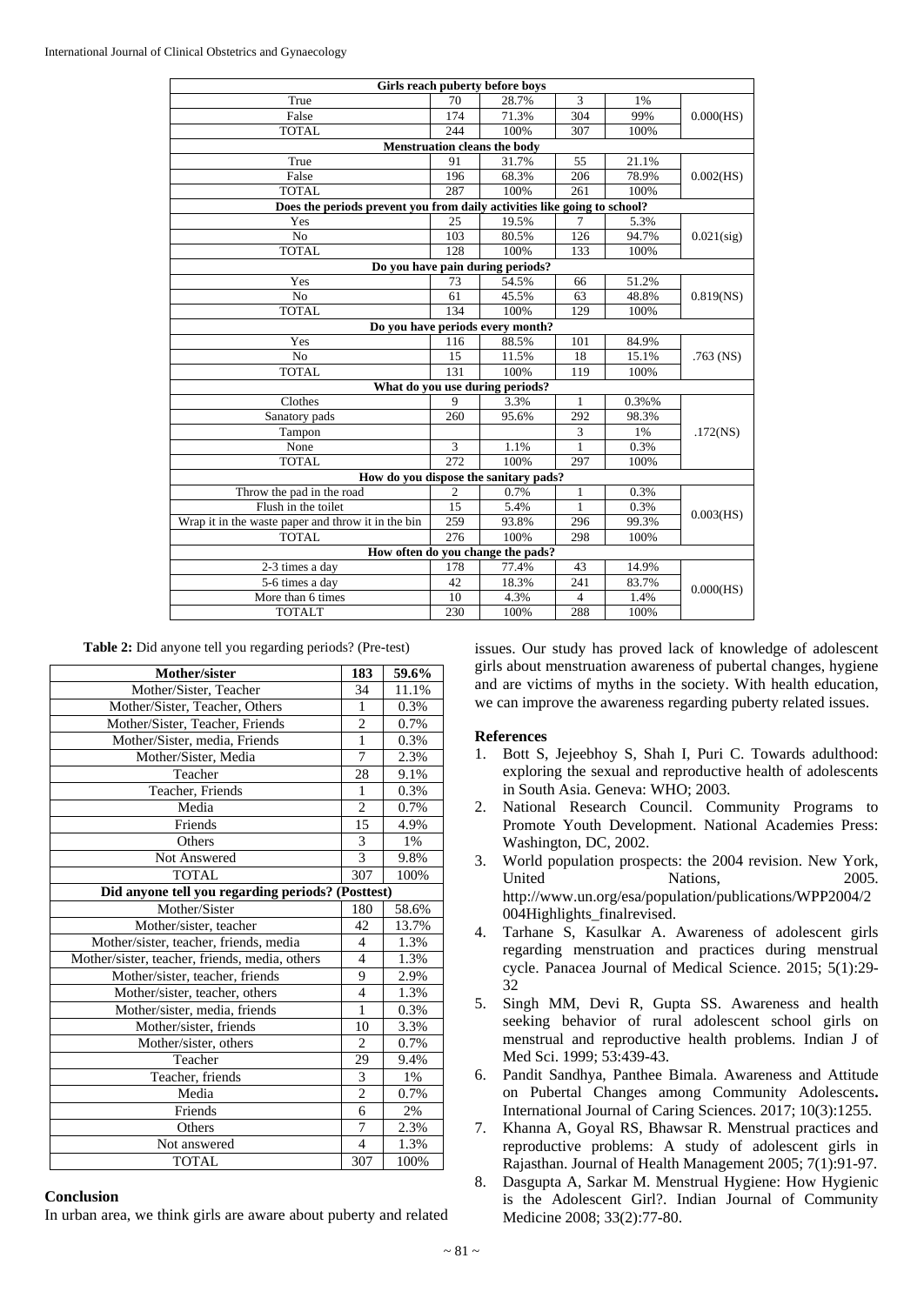| Girls reach puberty before boys | | | | | |
|---|---|---|---|---|---|
| True | 70 | 28.7% | 3 | 1% | 0.000(HS) |
| False | 174 | 71.3% | 304 | 99% | |
| TOTAL | 244 | 100% | 307 | 100% | |
| **Menstruation cleans the body** | | | | | |
| True | 91 | 31.7% | 55 | 21.1% | 0.002(HS) |
| False | 196 | 68.3% | 206 | 78.9% | |
| TOTAL | 287 | 100% | 261 | 100% | |
| **Does the periods prevent you from daily activities like going to school?** | | | | | |
| Yes | 25 | 19.5% | 7 | 5.3% | 0.021(sig) |
| No | 103 | 80.5% | 126 | 94.7% | |
| TOTAL | 128 | 100% | 133 | 100% | |
| **Do you have pain during periods?** | | | | | |
| Yes | 73 | 54.5% | 66 | 51.2% | 0.819(NS) |
| No | 61 | 45.5% | 63 | 48.8% | |
| TOTAL | 134 | 100% | 129 | 100% | |
| **Do you have periods every month?** | | | | | |
| Yes | 116 | 88.5% | 101 | 84.9% | .763 (NS) |
| No | 15 | 11.5% | 18 | 15.1% | |
| TOTAL | 131 | 100% | 119 | 100% | |
| **What do you use during periods?** | | | | | |
| Clothes | 9 | 3.3% | 1 | 0.3%% | .172(NS) |
| Sanatory pads | 260 | 95.6% | 292 | 98.3% | |
| Tampon | | | 3 | 1% | |
| None | 3 | 1.1% | 1 | 0.3% | |
| TOTAL | 272 | 100% | 297 | 100% | |
| **How do you dispose the sanitary pads?** | | | | | |
| Throw the pad in the road | 2 | 0.7% | 1 | 0.3% | 0.003(HS) |
| Flush in the toilet | 15 | 5.4% | 1 | 0.3% | |
| Wrap it in the waste paper and throw it in the bin | 259 | 93.8% | 296 | 99.3% | |
| TOTAL | 276 | 100% | 298 | 100% | |
| **How often do you change the pads?** | | | | | |
| 2-3 times a day | 178 | 77.4% | 43 | 14.9% | 0.000(HS) |
| 5-6 times a day | 42 | 18.3% | 241 | 83.7% | |
| More than 6 times | 10 | 4.3% | 4 | 1.4% | |
| TOTALT | 230 | 100% | 288 | 100% | |

**Table 2:** Did anyone tell you regarding periods? (Pre-test)

| Mother/sister | 183 | 59.6% |
|---|---|---|
| Mother/Sister, Teacher | 34 | 11.1% |
| Mother/Sister, Teacher, Others | 1 | 0.3% |
| Mother/Sister, Teacher, Friends | 2 | 0.7% |
| Mother/Sister, media, Friends | 1 | 0.3% |
| Mother/Sister, Media | 7 | 2.3% |
| Teacher | 28 | 9.1% |
| Teacher, Friends | 1 | 0.3% |
| Media | 2 | 0.7% |
| Friends | 15 | 4.9% |
| Others | 3 | 1% |
| Not Answered | 3 | 9.8% |
| TOTAL | 307 | 100% |
| **Did anyone tell you regarding periods? (Posttest)** | | |
| Mother/Sister | 180 | 58.6% |
| Mother/sister, teacher | 42 | 13.7% |
| Mother/sister, teacher, friends, media | 4 | 1.3% |
| Mother/sister, teacher, friends, media, others | 4 | 1.3% |
| Mother/sister, teacher, friends | 9 | 2.9% |
| Mother/sister, teacher, others | 4 | 1.3% |
| Mother/sister, media, friends | 1 | 0.3% |
| Mother/sister, friends | 10 | 3.3% |
| Mother/sister, others | 2 | 0.7% |
| Teacher | 29 | 9.4% |
| Teacher, friends | 3 | 1% |
| Media | 2 | 0.7% |
| Friends | 6 | 2% |
| Others | 7 | 2.3% |
| Not answered | 4 | 1.3% |
| TOTAL | 307 | 100% |

## Conclusion

In urban area, we think girls are aware about puberty and related issues. Our study has proved lack of knowledge of adolescent girls about menstruation awareness of pubertal changes, hygiene and are victims of myths in the society. With health education, we can improve the awareness regarding puberty related issues.

## References

1. Bott S, Jejeebhoy S, Shah I, Puri C. Towards adulthood: exploring the sexual and reproductive health of adolescents in South Asia. Geneva: WHO; 2003.
2. National Research Council. Community Programs to Promote Youth Development. National Academies Press: Washington, DC, 2002.
3. World population prospects: the 2004 revision. New York, United Nations, 2005. http://www.un.org/esa/population/publications/WPP2004/2004Highlights_finalrevised.
4. Tarhane S, Kasulkar A. Awareness of adolescent girls regarding menstruation and practices during menstrual cycle. Panacea Journal of Medical Science. 2015; 5(1):29-32
5. Singh MM, Devi R, Gupta SS. Awareness and health seeking behavior of rural adolescent school girls on menstrual and reproductive health problems. Indian J of Med Sci. 1999; 53:439-43.
6. Pandit Sandhya, Panthee Bimala. Awareness and Attitude on Pubertal Changes among Community Adolescents. International Journal of Caring Sciences. 2017; 10(3):1255.
7. Khanna A, Goyal RS, Bhawsar R. Menstrual practices and reproductive problems: A study of adolescent girls in Rajasthan. Journal of Health Management 2005; 7(1):91-97.
8. Dasgupta A, Sarkar M. Menstrual Hygiene: How Hygienic is the Adolescent Girl?. Indian Journal of Community Medicine 2008; 33(2):77-80.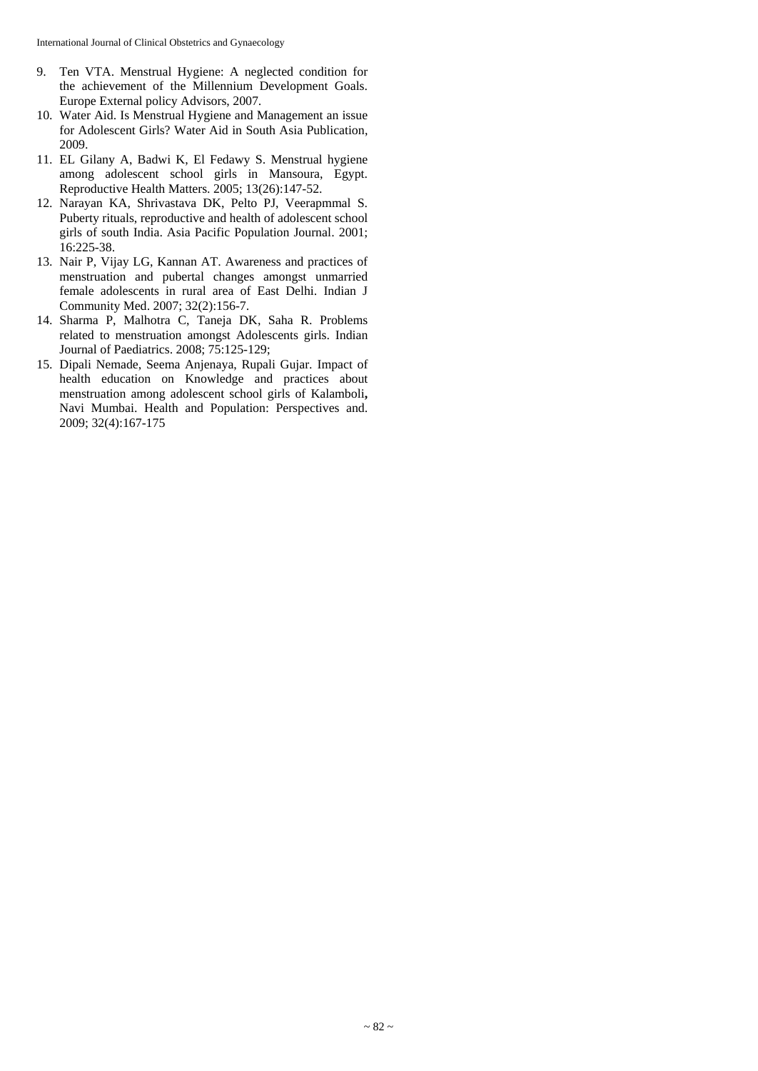9. Ten VTA. Menstrual Hygiene: A neglected condition for the achievement of the Millennium Development Goals. Europe External policy Advisors, 2007.
10. Water Aid. Is Menstrual Hygiene and Management an issue for Adolescent Girls? Water Aid in South Asia Publication, 2009.
11. EL Gilany A, Badwi K, El Fedawy S. Menstrual hygiene among adolescent school girls in Mansoura, Egypt. Reproductive Health Matters. 2005; 13(26):147-52.
12. Narayan KA, Shrivastava DK, Pelto PJ, Veerapmmal S. Puberty rituals, reproductive and health of adolescent school girls of south India. Asia Pacific Population Journal. 2001; 16:225-38.
13. Nair P, Vijay LG, Kannan AT. Awareness and practices of menstruation and pubertal changes amongst unmarried female adolescents in rural area of East Delhi. Indian J Community Med. 2007; 32(2):156-7.
14. Sharma P, Malhotra C, Taneja DK, Saha R. Problems related to menstruation amongst Adolescents girls. Indian Journal of Paediatrics. 2008; 75:125-129;
15. Dipali Nemade, Seema Anjenaya, Rupali Gujar. Impact of health education on Knowledge and practices about menstruation among adolescent school girls of Kalamboli**,** Navi Mumbai. Health and Population: Perspectives and. 2009; 32(4):167-175